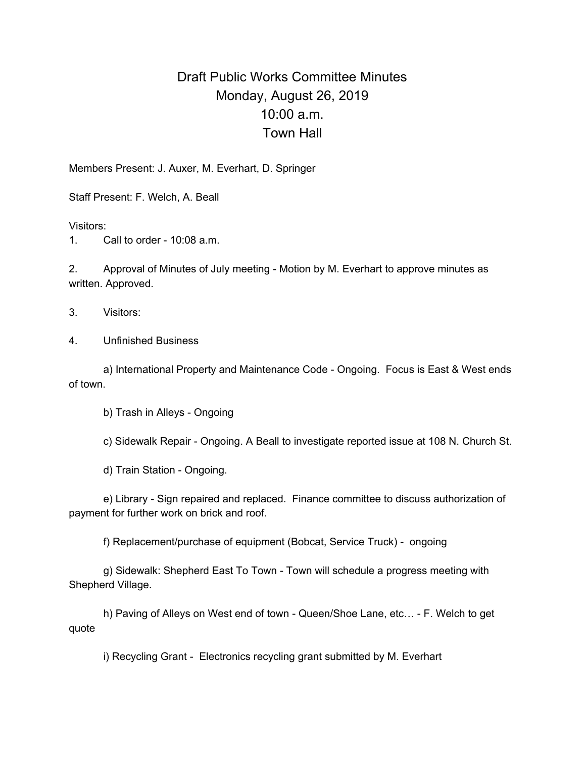# Draft Public Works Committee Minutes
## Monday, August 26, 2019
## 10:00 a.m.
## Town Hall

Members Present: J. Auxer, M. Everhart, D. Springer

Staff Present: F. Welch, A. Beall

Visitors:

1. Call to order - 10:08 a.m.

2. Approval of Minutes of July meeting - Motion by M. Everhart to approve minutes as written. Approved.

3. Visitors:

4. Unfinished Business

   a) International Property and Maintenance Code - Ongoing. Focus is East & West ends of town.

   b) Trash in Alleys - Ongoing

   c) Sidewalk Repair - Ongoing. A Beall to investigate reported issue at 108 N. Church St.

   d) Train Station - Ongoing.

   e) Library - Sign repaired and replaced. Finance committee to discuss authorization of payment for further work on brick and roof.

   f) Replacement/purchase of equipment (Bobcat, Service Truck) - ongoing

   g) Sidewalk: Shepherd East To Town - Town will schedule a progress meeting with Shepherd Village.

   h) Paving of Alleys on West end of town - Queen/Shoe Lane, etc… - F. Welch to get quote

   i) Recycling Grant - Electronics recycling grant submitted by M. Everhart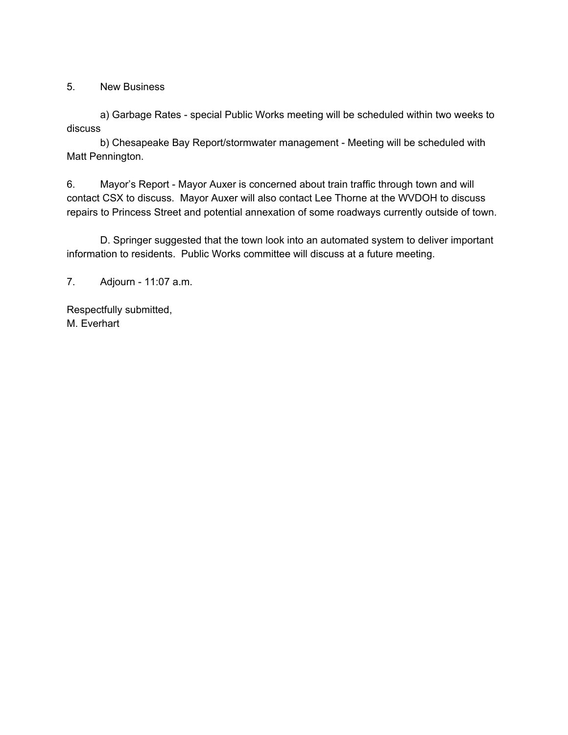5. New Business

a) Garbage Rates - special Public Works meeting will be scheduled within two weeks to discuss

b) Chesapeake Bay Report/stormwater management - Meeting will be scheduled with Matt Pennington.

6. Mayor's Report - Mayor Auxer is concerned about train traffic through town and will contact CSX to discuss. Mayor Auxer will also contact Lee Thorne at the WVDOH to discuss repairs to Princess Street and potential annexation of some roadways currently outside of town.

D. Springer suggested that the town look into an automated system to deliver important information to residents. Public Works committee will discuss at a future meeting.

7. Adjourn - 11:07 a.m.

Respectfully submitted,
M. Everhart